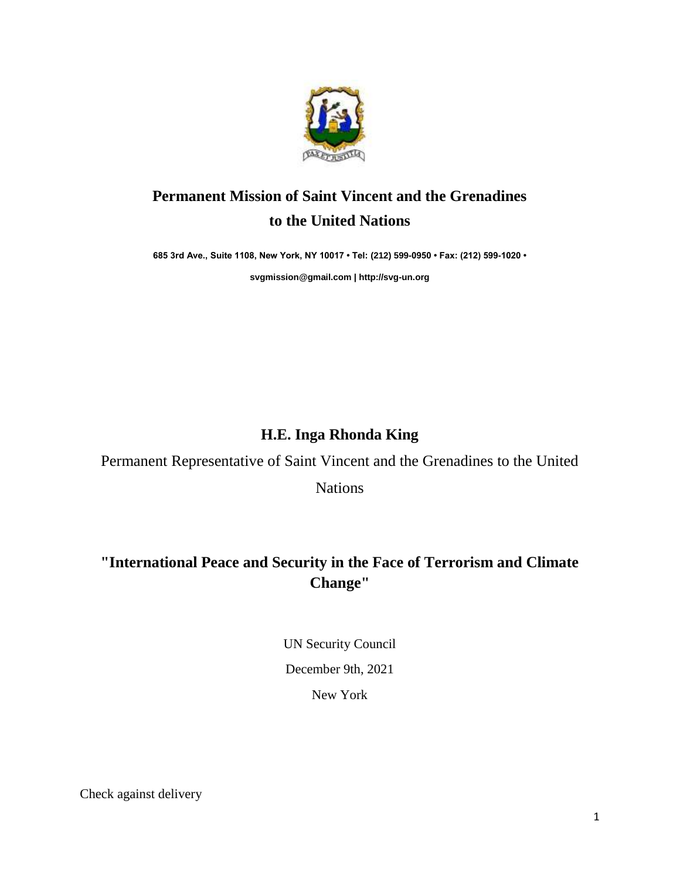**Permanent Mission of Saint Vincent and the Grenadines to the United Nations**

685 3rd Ave., Suite 1108, New York, NY 10017 • Tel: (212) 599-0950 • Fax: (212) 599-1020 • svgmission@gmail.com | http://svg-un.org

**H.E. Inga Rhonda King**

Permanent Representative of Saint Vincent and the Grenadines to the United Nations

# "International Peace and Security in the Face of Terrorism and Climate Change"

UN Security Council

December 9th, 2021

New York

Check against delivery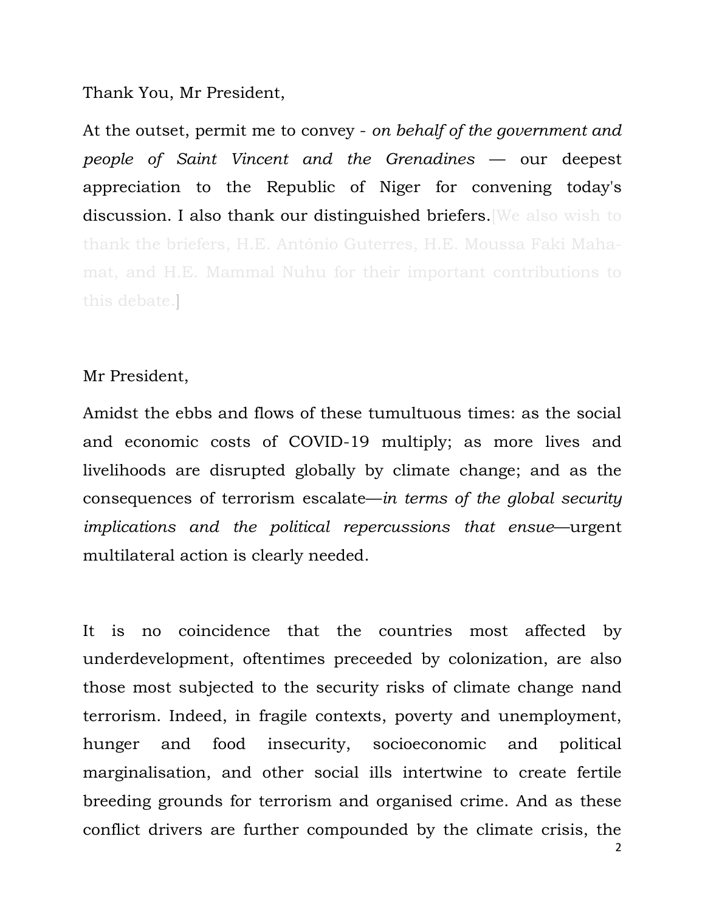Thank You, Mr President,

At the outset, permit me to convey - *on behalf of the government and people of Saint Vincent and the Grenadines* — our deepest appreciation to the Republic of Niger for convening today's discussion. I also thank our distinguished briefers.[We also wish to thank the briefers, H.E. António Guterres, H.E. Moussa Faki Mahamat, and H.E. Mammal Nuhu for their important contributions to this debate.]

Mr President,

Amidst the ebbs and flows of these tumultuous times: as the social and economic costs of COVID-19 multiply; as more lives and livelihoods are disrupted globally by climate change; and as the consequences of terrorism escalate—*in terms of the global security implications and the political repercussions that ensue*—urgent multilateral action is clearly needed.

It is no coincidence that the countries most affected by underdevelopment, oftentimes preceeded by colonization, are also those most subjected to the security risks of climate change nand terrorism. Indeed, in fragile contexts, poverty and unemployment, hunger and food insecurity, socioeconomic and political marginalisation, and other social ills intertwine to create fertile breeding grounds for terrorism and organised crime. And as these conflict drivers are further compounded by the climate crisis, the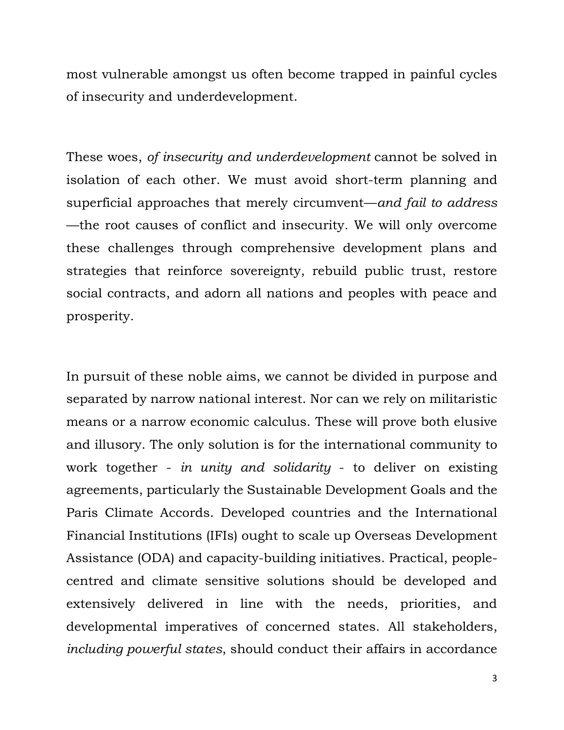most vulnerable amongst us often become trapped in painful cycles of insecurity and underdevelopment.

These woes, *of insecurity and underdevelopment* cannot be solved in isolation of each other. We must avoid short-term planning and superficial approaches that merely circumvent—*and fail to address*—the root causes of conflict and insecurity. We will only overcome these challenges through comprehensive development plans and strategies that reinforce sovereignty, rebuild public trust, restore social contracts, and adorn all nations and peoples with peace and prosperity.

In pursuit of these noble aims, we cannot be divided in purpose and separated by narrow national interest. Nor can we rely on militaristic means or a narrow economic calculus. These will prove both elusive and illusory. The only solution is for the international community to work together - *in unity and solidarity* - to deliver on existing agreements, particularly the Sustainable Development Goals and the Paris Climate Accords. Developed countries and the International Financial Institutions (IFIs) ought to scale up Overseas Development Assistance (ODA) and capacity-building initiatives. Practical, people-centred and climate sensitive solutions should be developed and extensively delivered in line with the needs, priorities, and developmental imperatives of concerned states. All stakeholders, *including powerful states*, should conduct their affairs in accordance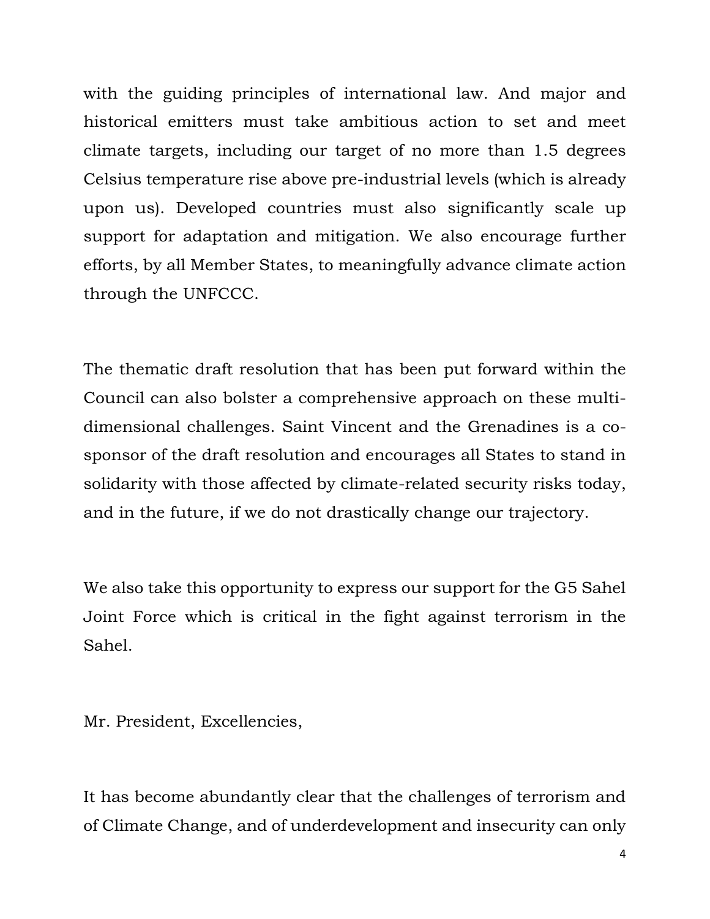with the guiding principles of international law. And major and historical emitters must take ambitious action to set and meet climate targets, including our target of no more than 1.5 degrees Celsius temperature rise above pre-industrial levels (which is already upon us). Developed countries must also significantly scale up support for adaptation and mitigation. We also encourage further efforts, by all Member States, to meaningfully advance climate action through the UNFCCC.

The thematic draft resolution that has been put forward within the Council can also bolster a comprehensive approach on these multi-dimensional challenges. Saint Vincent and the Grenadines is a co-sponsor of the draft resolution and encourages all States to stand in solidarity with those affected by climate-related security risks today, and in the future, if we do not drastically change our trajectory.

We also take this opportunity to express our support for the G5 Sahel Joint Force which is critical in the fight against terrorism in the Sahel.

Mr. President, Excellencies,

It has become abundantly clear that the challenges of terrorism and of Climate Change, and of underdevelopment and insecurity can only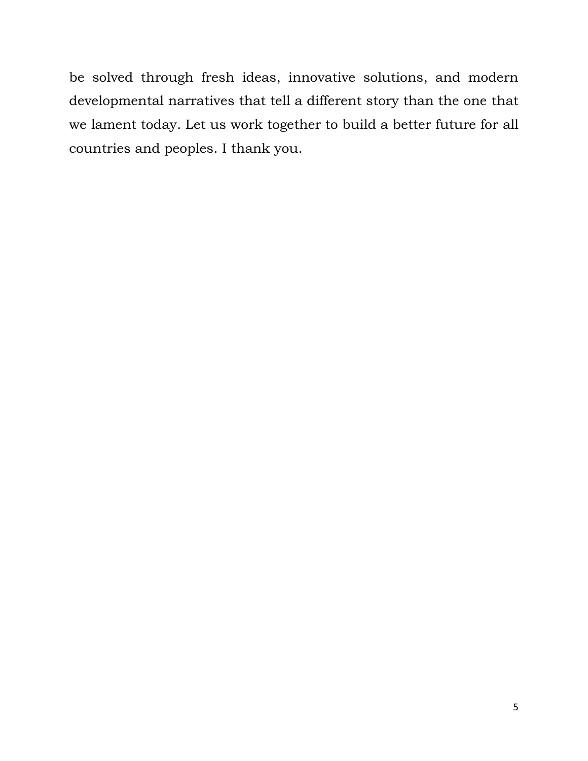be solved through fresh ideas, innovative solutions, and modern developmental narratives that tell a different story than the one that we lament today. Let us work together to build a better future for all countries and peoples. I thank you.